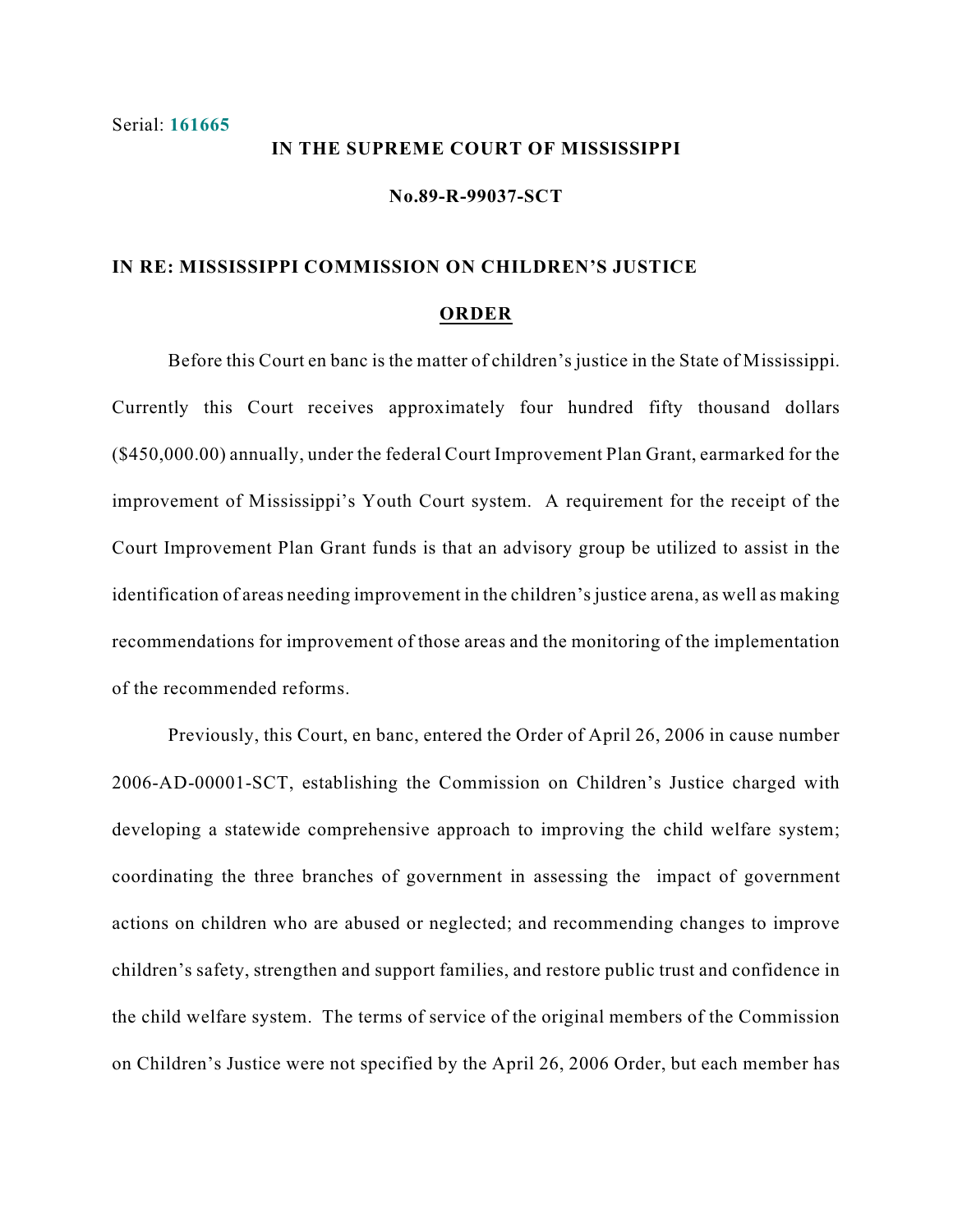Serial: **161665**

**IN THE SUPREME COURT OF MISSISSIPPI**

**No.89-R-99037-SCT**

**IN RE: MISSISSIPPI COMMISSION ON CHILDREN'S JUSTICE**

## ORDER

Before this Court en banc is the matter of children's justice in the State of Mississippi. Currently this Court receives approximately four hundred fifty thousand dollars ($450,000.00) annually, under the federal Court Improvement Plan Grant, earmarked for the improvement of Mississippi's Youth Court system. A requirement for the receipt of the Court Improvement Plan Grant funds is that an advisory group be utilized to assist in the identification of areas needing improvement in the children's justice arena, as well as making recommendations for improvement of those areas and the monitoring of the implementation of the recommended reforms.

Previously, this Court, en banc, entered the Order of April 26, 2006 in cause number 2006-AD-00001-SCT, establishing the Commission on Children's Justice charged with developing a statewide comprehensive approach to improving the child welfare system; coordinating the three branches of government in assessing the impact of government actions on children who are abused or neglected; and recommending changes to improve children's safety, strengthen and support families, and restore public trust and confidence in the child welfare system. The terms of service of the original members of the Commission on Children's Justice were not specified by the April 26, 2006 Order, but each member has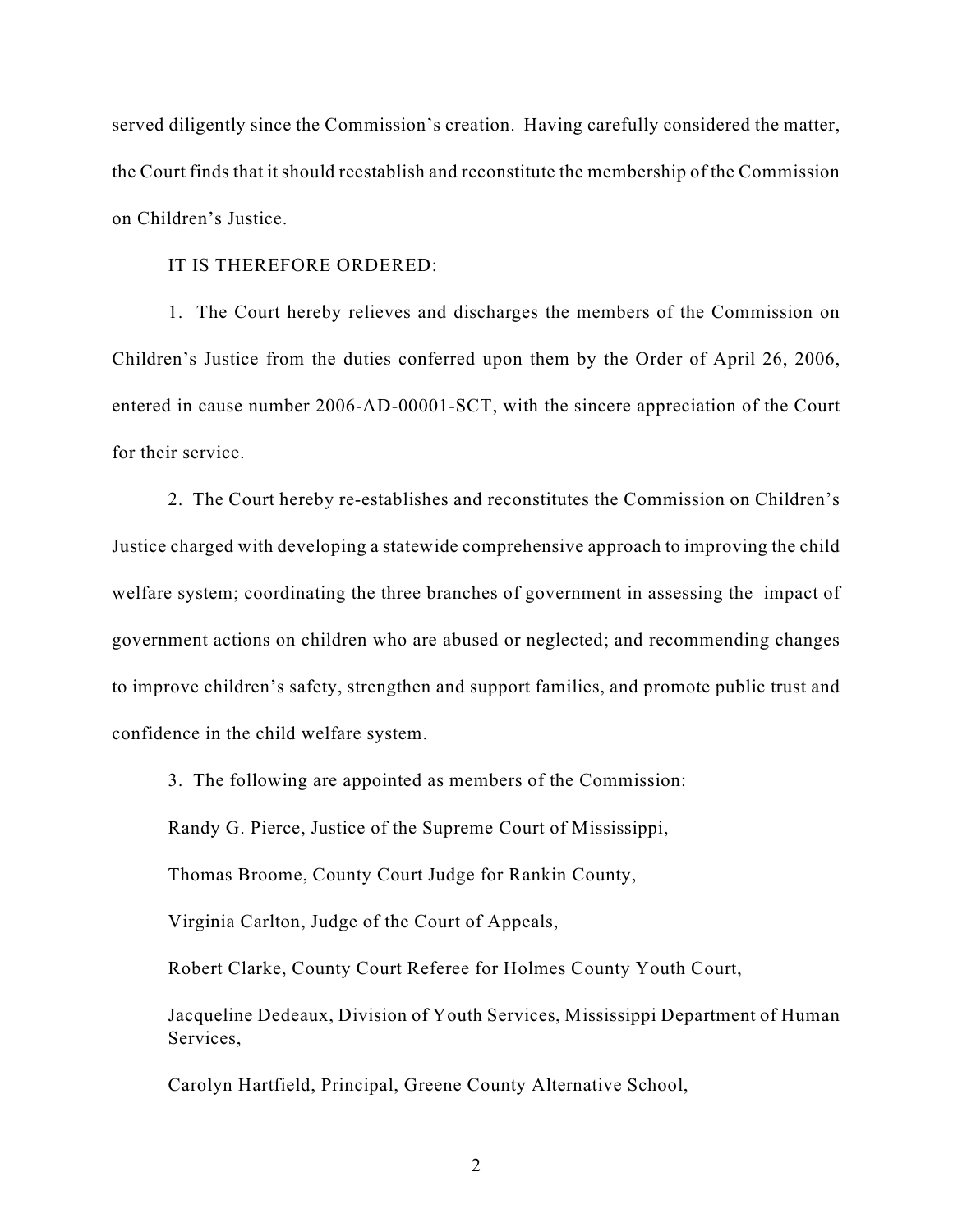served diligently since the Commission's creation. Having carefully considered the matter, the Court finds that it should reestablish and reconstitute the membership of the Commission on Children's Justice.

IT IS THEREFORE ORDERED:

1. The Court hereby relieves and discharges the members of the Commission on Children's Justice from the duties conferred upon them by the Order of April 26, 2006, entered in cause number 2006-AD-00001-SCT, with the sincere appreciation of the Court for their service.

2. The Court hereby re-establishes and reconstitutes the Commission on Children's Justice charged with developing a statewide comprehensive approach to improving the child welfare system; coordinating the three branches of government in assessing the impact of government actions on children who are abused or neglected; and recommending changes to improve children's safety, strengthen and support families, and promote public trust and confidence in the child welfare system.

3. The following are appointed as members of the Commission:

Randy G. Pierce, Justice of the Supreme Court of Mississippi,

Thomas Broome, County Court Judge for Rankin County,

Virginia Carlton, Judge of the Court of Appeals,

Robert Clarke, County Court Referee for Holmes County Youth Court,

Jacqueline Dedeaux, Division of Youth Services, Mississippi Department of Human Services,

Carolyn Hartfield, Principal, Greene County Alternative School,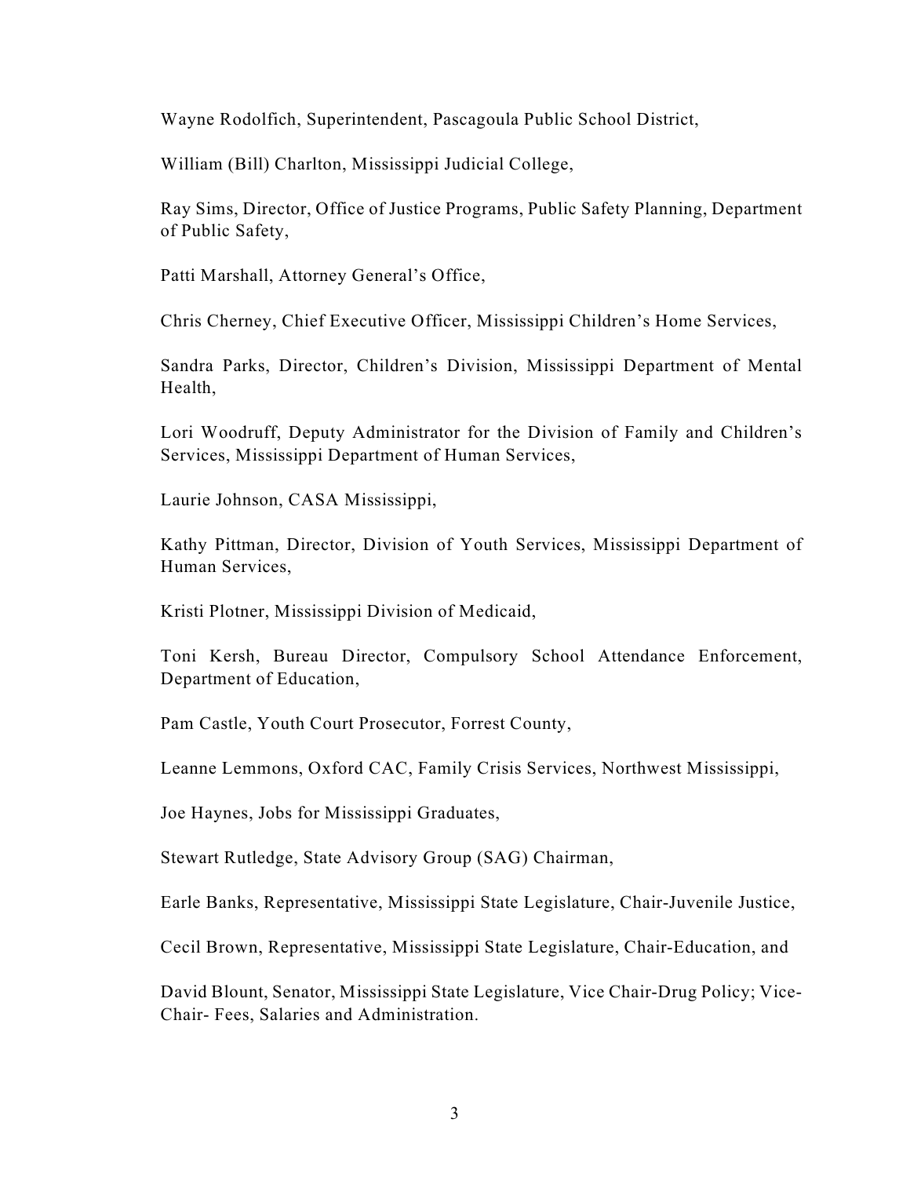Wayne Rodolfich, Superintendent, Pascagoula Public School District,

William (Bill) Charlton, Mississippi Judicial College,

Ray Sims, Director, Office of Justice Programs, Public Safety Planning, Department of Public Safety,

Patti Marshall, Attorney General's Office,

Chris Cherney, Chief Executive Officer, Mississippi Children's Home Services,

Sandra Parks, Director, Children's Division, Mississippi Department of Mental Health,

Lori Woodruff, Deputy Administrator for the Division of Family and Children's Services, Mississippi Department of Human Services,

Laurie Johnson, CASA Mississippi,

Kathy Pittman, Director, Division of Youth Services, Mississippi Department of Human Services,

Kristi Plotner, Mississippi Division of Medicaid,

Toni Kersh, Bureau Director, Compulsory School Attendance Enforcement, Department of Education,

Pam Castle, Youth Court Prosecutor, Forrest County,

Leanne Lemmons, Oxford CAC, Family Crisis Services, Northwest Mississippi,

Joe Haynes, Jobs for Mississippi Graduates,

Stewart Rutledge, State Advisory Group (SAG) Chairman,

Earle Banks, Representative, Mississippi State Legislature, Chair-Juvenile Justice,

Cecil Brown, Representative, Mississippi State Legislature, Chair-Education, and

David Blount, Senator, Mississippi State Legislature, Vice Chair-Drug Policy; Vice-Chair- Fees, Salaries and Administration.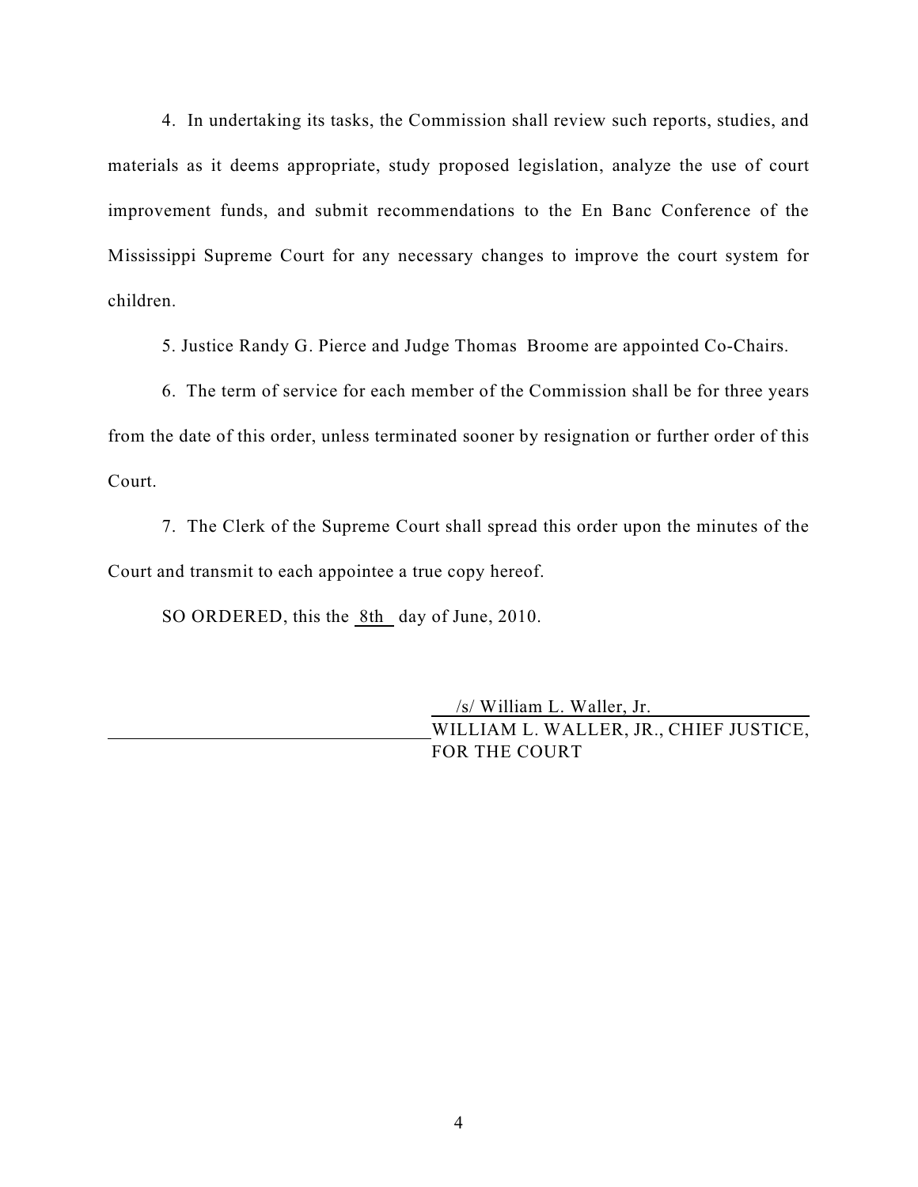4. In undertaking its tasks, the Commission shall review such reports, studies, and materials as it deems appropriate, study proposed legislation, analyze the use of court improvement funds, and submit recommendations to the En Banc Conference of the Mississippi Supreme Court for any necessary changes to improve the court system for children.

5. Justice Randy G. Pierce and Judge Thomas Broome are appointed Co-Chairs.

6. The term of service for each member of the Commission shall be for three years from the date of this order, unless terminated sooner by resignation or further order of this Court.

7. The Clerk of the Supreme Court shall spread this order upon the minutes of the Court and transmit to each appointee a true copy hereof.

SO ORDERED, this the 8th day of June, 2010.

/s/ William L. Waller, Jr.
WILLIAM L. WALLER, JR., CHIEF JUSTICE,
FOR THE COURT